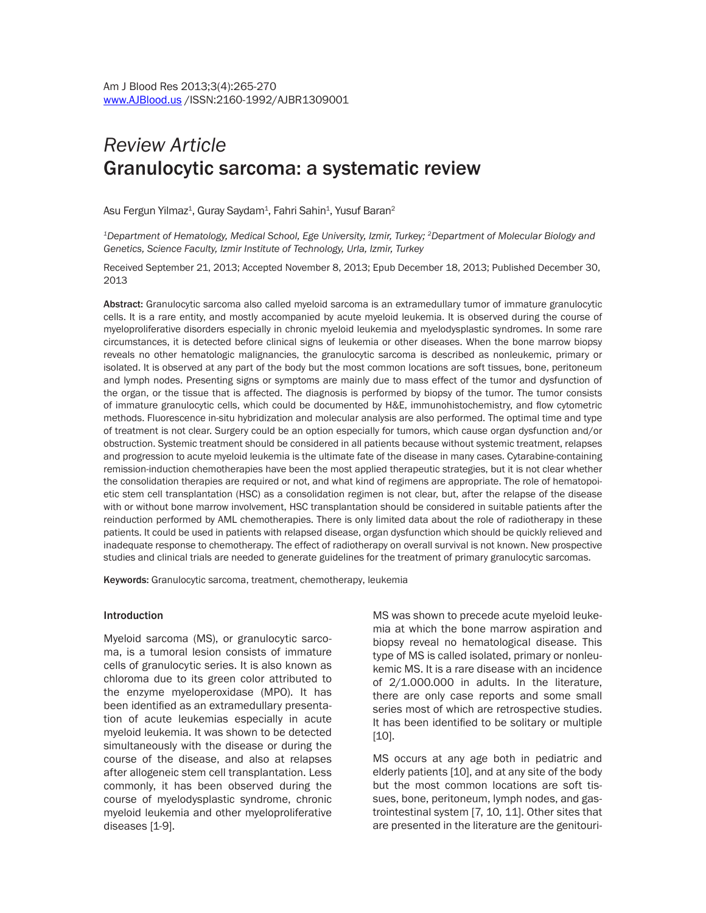*Review Article*

# Granulocytic sarcoma: a systematic review

Asu Fergun Yilmaz[1], Guray Saydam[1], Fahri Sahin[1], Yusuf Baran[2]

*[1]Department of Hematology, Medical School, Ege University, Izmir, Turkey; [2]Department of Molecular Biology and Genetics, Science Faculty, Izmir Institute of Technology, Urla, Izmir, Turkey*

Received September 21, 2013; Accepted November 8, 2013; Epub December 18, 2013; Published December 30, 2013

**Abstract:** Granulocytic sarcoma also called myeloid sarcoma is an extramedullary tumor of immature granulocytic cells. It is a rare entity, and mostly accompanied by acute myeloid leukemia. It is observed during the course of myeloproliferative disorders especially in chronic myeloid leukemia and myelodysplastic syndromes. In some rare circumstances, it is detected before clinical signs of leukemia or other diseases. When the bone marrow biopsy reveals no other hematologic malignancies, the granulocytic sarcoma is described as nonleukemic, primary or isolated. It is observed at any part of the body but the most common locations are soft tissues, bone, peritoneum and lymph nodes. Presenting signs or symptoms are mainly due to mass effect of the tumor and dysfunction of the organ, or the tissue that is affected. The diagnosis is performed by biopsy of the tumor. The tumor consists of immature granulocytic cells, which could be documented by H&E, immunohistochemistry, and flow cytometric methods. Fluorescence in-situ hybridization and molecular analysis are also performed. The optimal time and type of treatment is not clear. Surgery could be an option especially for tumors, which cause organ dysfunction and/or obstruction. Systemic treatment should be considered in all patients because without systemic treatment, relapses and progression to acute myeloid leukemia is the ultimate fate of the disease in many cases. Cytarabine-containing remission-induction chemotherapies have been the most applied therapeutic strategies, but it is not clear whether the consolidation therapies are required or not, and what kind of regimens are appropriate. The role of hematopoietic stem cell transplantation (HSC) as a consolidation regimen is not clear, but, after the relapse of the disease with or without bone marrow involvement, HSC transplantation should be considered in suitable patients after the reinduction performed by AML chemotherapies. There is only limited data about the role of radiotherapy in these patients. It could be used in patients with relapsed disease, organ dysfunction which should be quickly relieved and inadequate response to chemotherapy. The effect of radiotherapy on overall survival is not known. New prospective studies and clinical trials are needed to generate guidelines for the treatment of primary granulocytic sarcomas.

**Keywords:** Granulocytic sarcoma, treatment, chemotherapy, leukemia

## Introduction

Myeloid sarcoma (MS), or granulocytic sarcoma, is a tumoral lesion consists of immature cells of granulocytic series. It is also known as chloroma due to its green color attributed to the enzyme myeloperoxidase (MPO). It has been identified as an extramedullary presentation of acute leukemias especially in acute myeloid leukemia. It was shown to be detected simultaneously with the disease or during the course of the disease, and also at relapses after allogeneic stem cell transplantation. Less commonly, it has been observed during the course of myelodysplastic syndrome, chronic myeloid leukemia and other myeloproliferative diseases [1-9].

MS was shown to precede acute myeloid leukemia at which the bone marrow aspiration and biopsy reveal no hematological disease. This type of MS is called isolated, primary or nonleukemic MS. It is a rare disease with an incidence of 2/1.000.000 in adults. In the literature, there are only case reports and some small series most of which are retrospective studies. It has been identified to be solitary or multiple [10].

MS occurs at any age both in pediatric and elderly patients [10], and at any site of the body but the most common locations are soft tissues, bone, peritoneum, lymph nodes, and gastrointestinal system [7, 10, 11]. Other sites that are presented in the literature are the genitouri-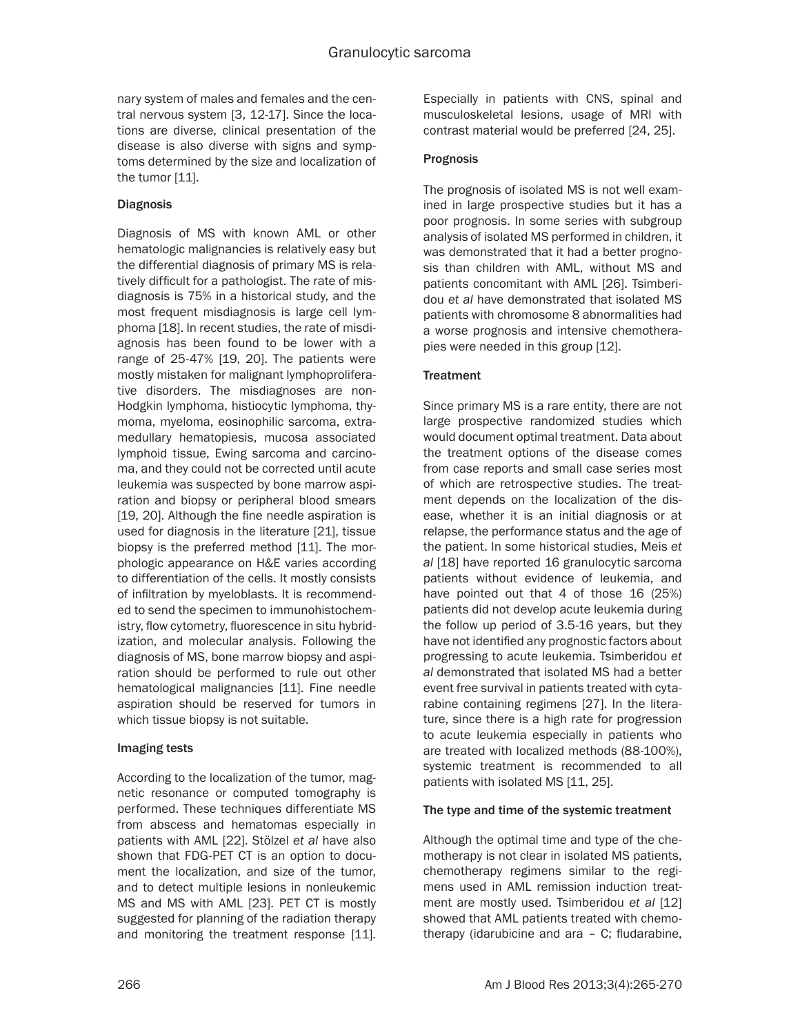nary system of males and females and the central nervous system [3, 12-17]. Since the locations are diverse, clinical presentation of the disease is also diverse with signs and symptoms determined by the size and localization of the tumor [11].

### Diagnosis

Diagnosis of MS with known AML or other hematologic malignancies is relatively easy but the differential diagnosis of primary MS is relatively difficult for a pathologist. The rate of misdiagnosis is 75% in a historical study, and the most frequent misdiagnosis is large cell lymphoma [18]. In recent studies, the rate of misdiagnosis has been found to be lower with a range of 25-47% [19, 20]. The patients were mostly mistaken for malignant lymphoproliferative disorders. The misdiagnoses are non-Hodgkin lymphoma, histiocytic lymphoma, thymoma, myeloma, eosinophilic sarcoma, extramedullary hematopiesis, mucosa associated lymphoid tissue, Ewing sarcoma and carcinoma, and they could not be corrected until acute leukemia was suspected by bone marrow aspiration and biopsy or peripheral blood smears [19, 20]. Although the fine needle aspiration is used for diagnosis in the literature [21], tissue biopsy is the preferred method [11]. The morphologic appearance on H&E varies according to differentiation of the cells. It mostly consists of infiltration by myeloblasts. It is recommended to send the specimen to immunohistochemistry, flow cytometry, fluorescence in situ hybridization, and molecular analysis. Following the diagnosis of MS, bone marrow biopsy and aspiration should be performed to rule out other hematological malignancies [11]. Fine needle aspiration should be reserved for tumors in which tissue biopsy is not suitable.

### Imaging tests

According to the localization of the tumor, magnetic resonance or computed tomography is performed. These techniques differentiate MS from abscess and hematomas especially in patients with AML [22]. Stölzel *et al* have also shown that FDG-PET CT is an option to document the localization, and size of the tumor, and to detect multiple lesions in nonleukemic MS and MS with AML [23]. PET CT is mostly suggested for planning of the radiation therapy and monitoring the treatment response [11]. Especially in patients with CNS, spinal and musculoskeletal lesions, usage of MRI with contrast material would be preferred [24, 25].

### Prognosis

The prognosis of isolated MS is not well examined in large prospective studies but it has a poor prognosis. In some series with subgroup analysis of isolated MS performed in children, it was demonstrated that it had a better prognosis than children with AML, without MS and patients concomitant with AML [26]. Tsimberidou *et al* have demonstrated that isolated MS patients with chromosome 8 abnormalities had a worse prognosis and intensive chemotherapies were needed in this group [12].

### Treatment

Since primary MS is a rare entity, there are not large prospective randomized studies which would document optimal treatment. Data about the treatment options of the disease comes from case reports and small case series most of which are retrospective studies. The treatment depends on the localization of the disease, whether it is an initial diagnosis or at relapse, the performance status and the age of the patient. In some historical studies, Meis *et al* [18] have reported 16 granulocytic sarcoma patients without evidence of leukemia, and have pointed out that 4 of those 16 (25%) patients did not develop acute leukemia during the follow up period of 3.5-16 years, but they have not identified any prognostic factors about progressing to acute leukemia. Tsimberidou *et al* demonstrated that isolated MS had a better event free survival in patients treated with cytarabine containing regimens [27]. In the literature, since there is a high rate for progression to acute leukemia especially in patients who are treated with localized methods (88-100%), systemic treatment is recommended to all patients with isolated MS [11, 25].

### The type and time of the systemic treatment

Although the optimal time and type of the chemotherapy is not clear in isolated MS patients, chemotherapy regimens similar to the regimens used in AML remission induction treatment are mostly used. Tsimberidou *et al* [12] showed that AML patients treated with chemotherapy (idarubicine and ara – C; fludarabine,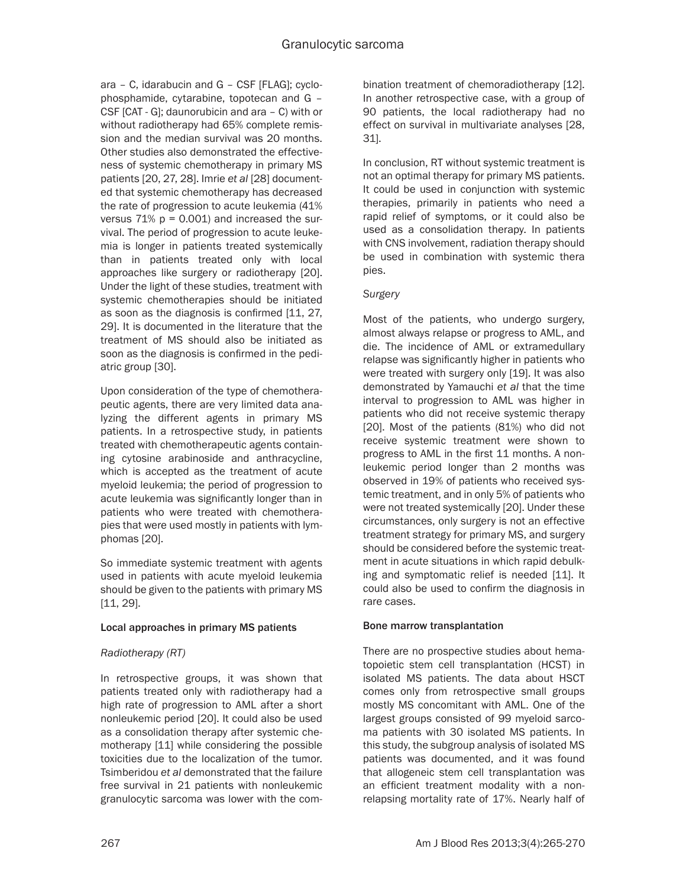ara – C, idarabucin and G – CSF [FLAG]; cyclophosphamide, cytarabine, topotecan and G – CSF [CAT - G]; daunorubicin and ara – C) with or without radiotherapy had 65% complete remission and the median survival was 20 months. Other studies also demonstrated the effectiveness of systemic chemotherapy in primary MS patients [20, 27, 28]. Imrie *et al* [28] documented that systemic chemotherapy has decreased the rate of progression to acute leukemia (41% versus 71% $p = 0.001$) and increased the survival. The period of progression to acute leukemia is longer in patients treated systemically than in patients treated only with local approaches like surgery or radiotherapy [20]. Under the light of these studies, treatment with systemic chemotherapies should be initiated as soon as the diagnosis is confirmed [11, 27, 29]. It is documented in the literature that the treatment of MS should also be initiated as soon as the diagnosis is confirmed in the pediatric group [30].

Upon consideration of the type of chemotherapeutic agents, there are very limited data analyzing the different agents in primary MS patients. In a retrospective study, in patients treated with chemotherapeutic agents containing cytosine arabinoside and anthracycline, which is accepted as the treatment of acute myeloid leukemia; the period of progression to acute leukemia was significantly longer than in patients who were treated with chemotherapies that were used mostly in patients with lymphomas [20].

So immediate systemic treatment with agents used in patients with acute myeloid leukemia should be given to the patients with primary MS [11, 29].

### Local approaches in primary MS patients

#### *Radiotherapy (RT)*

In retrospective groups, it was shown that patients treated only with radiotherapy had a high rate of progression to AML after a short nonleukemic period [20]. It could also be used as a consolidation therapy after systemic chemotherapy [11] while considering the possible toxicities due to the localization of the tumor. Tsimberidou *et al* demonstrated that the failure free survival in 21 patients with nonleukemic granulocytic sarcoma was lower with the combination treatment of chemoradiotherapy [12]. In another retrospective case, with a group of 90 patients, the local radiotherapy had no effect on survival in multivariate analyses [28, 31].

In conclusion, RT without systemic treatment is not an optimal therapy for primary MS patients. It could be used in conjunction with systemic therapies, primarily in patients who need a rapid relief of symptoms, or it could also be used as a consolidation therapy. In patients with CNS involvement, radiation therapy should be used in combination with systemic therapies.

#### *Surgery*

Most of the patients, who undergo surgery, almost always relapse or progress to AML, and die. The incidence of AML or extramedullary relapse was significantly higher in patients who were treated with surgery only [19]. It was also demonstrated by Yamauchi *et al* that the time interval to progression to AML was higher in patients who did not receive systemic therapy [20]. Most of the patients (81%) who did not receive systemic treatment were shown to progress to AML in the first 11 months. A nonleukemic period longer than 2 months was observed in 19% of patients who received systemic treatment, and in only 5% of patients who were not treated systemically [20]. Under these circumstances, only surgery is not an effective treatment strategy for primary MS, and surgery should be considered before the systemic treatment in acute situations in which rapid debulking and symptomatic relief is needed [11]. It could also be used to confirm the diagnosis in rare cases.

### Bone marrow transplantation

There are no prospective studies about hematopoietic stem cell transplantation (HCST) in isolated MS patients. The data about HSCT comes only from retrospective small groups mostly MS concomitant with AML. One of the largest groups consisted of 99 myeloid sarcoma patients with 30 isolated MS patients. In this study, the subgroup analysis of isolated MS patients was documented, and it was found that allogeneic stem cell transplantation was an efficient treatment modality with a nonrelapsing mortality rate of 17%. Nearly half of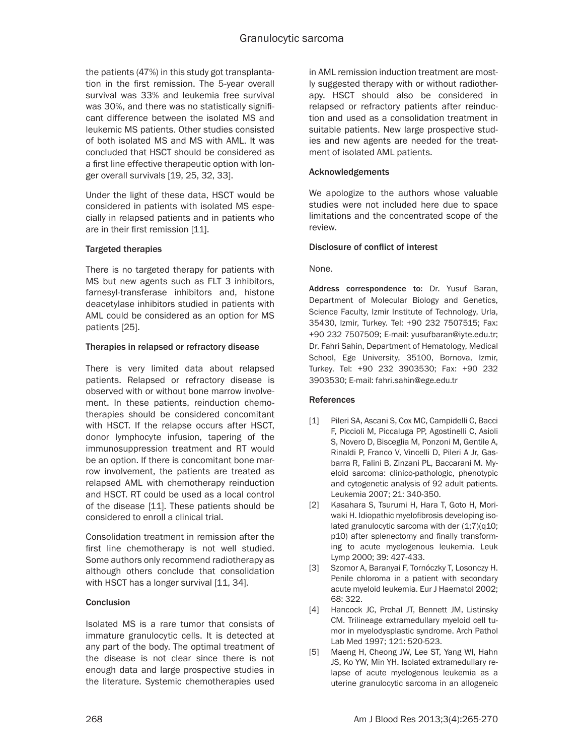the patients (47%) in this study got transplantation in the first remission. The 5-year overall survival was 33% and leukemia free survival was 30%, and there was no statistically significant difference between the isolated MS and leukemic MS patients. Other studies consisted of both isolated MS and MS with AML. It was concluded that HSCT should be considered as a first line effective therapeutic option with longer overall survivals [19, 25, 32, 33].

Under the light of these data, HSCT would be considered in patients with isolated MS especially in relapsed patients and in patients who are in their first remission [11].

### Targeted therapies

There is no targeted therapy for patients with MS but new agents such as FLT 3 inhibitors, farnesyl-transferase inhibitors and, histone deacetylase inhibitors studied in patients with AML could be considered as an option for MS patients [25].

### Therapies in relapsed or refractory disease

There is very limited data about relapsed patients. Relapsed or refractory disease is observed with or without bone marrow involvement. In these patients, reinduction chemotherapies should be considered concomitant with HSCT. If the relapse occurs after HSCT, donor lymphocyte infusion, tapering of the immunosuppression treatment and RT would be an option. If there is concomitant bone marrow involvement, the patients are treated as relapsed AML with chemotherapy reinduction and HSCT. RT could be used as a local control of the disease [11]. These patients should be considered to enroll a clinical trial.

Consolidation treatment in remission after the first line chemotherapy is not well studied. Some authors only recommend radiotherapy as although others conclude that consolidation with HSCT has a longer survival [11, 34].

### Conclusion

Isolated MS is a rare tumor that consists of immature granulocytic cells. It is detected at any part of the body. The optimal treatment of the disease is not clear since there is not enough data and large prospective studies in the literature. Systemic chemotherapies used in AML remission induction treatment are mostly suggested therapy with or without radiotherapy. HSCT should also be considered in relapsed or refractory patients after reinduction and used as a consolidation treatment in suitable patients. New large prospective studies and new agents are needed for the treatment of isolated AML patients.

### Acknowledgements

We apologize to the authors whose valuable studies were not included here due to space limitations and the concentrated scope of the review.

### Disclosure of conflict of interest

None.

**Address correspondence to:** Dr. Yusuf Baran, Department of Molecular Biology and Genetics, Science Faculty, Izmir Institute of Technology, Urla, 35430, Izmir, Turkey. Tel: +90 232 7507515; Fax: +90 232 7507509; E-mail: yusufbaran@iyte.edu.tr; Dr. Fahri Sahin, Department of Hematology, Medical School, Ege University, 35100, Bornova, Izmir, Turkey. Tel: +90 232 3903530; Fax: +90 232 3903530; E-mail: fahri.sahin@ege.edu.tr

### References

[1] Pileri SA, Ascani S, Cox MC, Campidelli C, Bacci F, Piccioli M, Piccaluga PP, Agostinelli C, Asioli S, Novero D, Bisceglia M, Ponzoni M, Gentile A, Rinaldi P, Franco V, Vincelli D, Pileri A Jr, Gasbarra R, Falini B, Zinzani PL, Baccarani M. Myeloid sarcoma: clinico-pathologic, phenotypic and cytogenetic analysis of 92 adult patients. Leukemia 2007; 21: 340-350.

[2] Kasahara S, Tsurumi H, Hara T, Goto H, Moriwaki H. Idiopathic myelofibrosis developing isolated granulocytic sarcoma with der (1;7)(q10; p10) after splenectomy and finally transforming to acute myelogenous leukemia. Leuk Lymp 2000; 39: 427-433.

[3] Szomor A, Baranyai F, Tornóczky T, Losonczy H. Penile chloroma in a patient with secondary acute myeloid leukemia. Eur J Haematol 2002; 68: 322.

[4] Hancock JC, Prchal JT, Bennett JM, Listinsky CM. Trilineage extramedullary myeloid cell tumor in myelodysplastic syndrome. Arch Pathol Lab Med 1997; 121: 520-523.

[5] Maeng H, Cheong JW, Lee ST, Yang WI, Hahn JS, Ko YW, Min YH. Isolated extramedullary relapse of acute myelogenous leukemia as a uterine granulocytic sarcoma in an allogeneic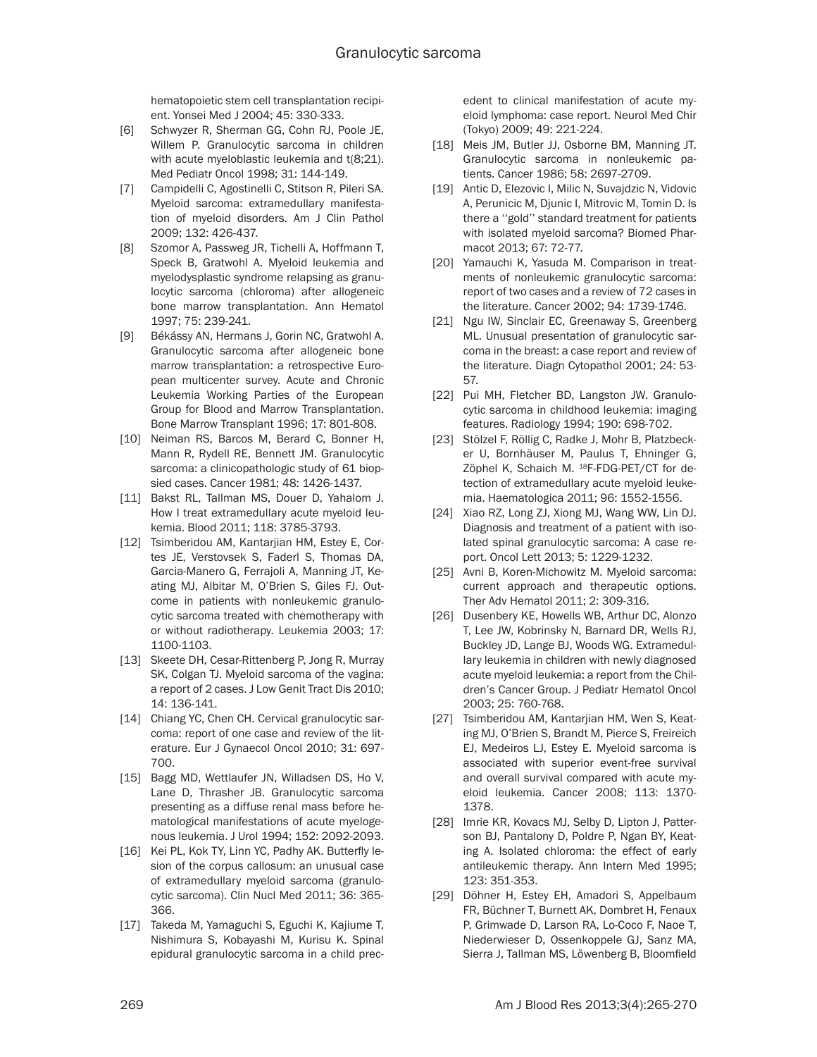hematopoietic stem cell transplantation recipient. Yonsei Med J 2004; 45: 330-333.

[6] Schwyzer R, Sherman GG, Cohn RJ, Poole JE, Willem P. Granulocytic sarcoma in children with acute myeloblastic leukemia and t(8;21). Med Pediatr Oncol 1998; 31: 144-149.

[7] Campidelli C, Agostinelli C, Stitson R, Pileri SA. Myeloid sarcoma: extramedullary manifestation of myeloid disorders. Am J Clin Pathol 2009; 132: 426-437.

[8] Szomor A, Passweg JR, Tichelli A, Hoffmann T, Speck B, Gratwohl A. Myeloid leukemia and myelodysplastic syndrome relapsing as granulocytic sarcoma (chloroma) after allogeneic bone marrow transplantation. Ann Hematol 1997; 75: 239-241.

[9] Békássy AN, Hermans J, Gorin NC, Gratwohl A. Granulocytic sarcoma after allogeneic bone marrow transplantation: a retrospective European multicenter survey. Acute and Chronic Leukemia Working Parties of the European Group for Blood and Marrow Transplantation. Bone Marrow Transplant 1996; 17: 801-808.

[10] Neiman RS, Barcos M, Berard C, Bonner H, Mann R, Rydell RE, Bennett JM. Granulocytic sarcoma: a clinicopathologic study of 61 biopsied cases. Cancer 1981; 48: 1426-1437.

[11] Bakst RL, Tallman MS, Douer D, Yahalom J. How I treat extramedullary acute myeloid leukemia. Blood 2011; 118: 3785-3793.

[12] Tsimberidou AM, Kantarjian HM, Estey E, Cortes JE, Verstovsek S, Faderl S, Thomas DA, Garcia-Manero G, Ferrajoli A, Manning JT, Keating MJ, Albitar M, O'Brien S, Giles FJ. Outcome in patients with nonleukemic granulocytic sarcoma treated with chemotherapy with or without radiotherapy. Leukemia 2003; 17: 1100-1103.

[13] Skeete DH, Cesar-Rittenberg P, Jong R, Murray SK, Colgan TJ. Myeloid sarcoma of the vagina: a report of 2 cases. J Low Genit Tract Dis 2010; 14: 136-141.

[14] Chiang YC, Chen CH. Cervical granulocytic sarcoma: report of one case and review of the literature. Eur J Gynaecol Oncol 2010; 31: 697-700.

[15] Bagg MD, Wettlaufer JN, Willadsen DS, Ho V, Lane D, Thrasher JB. Granulocytic sarcoma presenting as a diffuse renal mass before hematological manifestations of acute myelogenous leukemia. J Urol 1994; 152: 2092-2093.

[16] Kei PL, Kok TY, Linn YC, Padhy AK. Butterfly lesion of the corpus callosum: an unusual case of extramedullary myeloid sarcoma (granulocytic sarcoma). Clin Nucl Med 2011; 36: 365-366.

[17] Takeda M, Yamaguchi S, Eguchi K, Kajiume T, Nishimura S, Kobayashi M, Kurisu K. Spinal epidural granulocytic sarcoma in a child precedent to clinical manifestation of acute myeloid lymphoma: case report. Neurol Med Chir (Tokyo) 2009; 49: 221-224.

[18] Meis JM, Butler JJ, Osborne BM, Manning JT. Granulocytic sarcoma in nonleukemic patients. Cancer 1986; 58: 2697-2709.

[19] Antic D, Elezovic I, Milic N, Suvajdzic N, Vidovic A, Perunicic M, Djunic I, Mitrovic M, Tomin D. Is there a ''gold'' standard treatment for patients with isolated myeloid sarcoma? Biomed Pharmacot 2013; 67: 72-77.

[20] Yamauchi K, Yasuda M. Comparison in treatments of nonleukemic granulocytic sarcoma: report of two cases and a review of 72 cases in the literature. Cancer 2002; 94: 1739-1746.

[21] Ngu IW, Sinclair EC, Greenaway S, Greenberg ML. Unusual presentation of granulocytic sarcoma in the breast: a case report and review of the literature. Diagn Cytopathol 2001; 24: 53-57.

[22] Pui MH, Fletcher BD, Langston JW. Granulocytic sarcoma in childhood leukemia: imaging features. Radiology 1994; 190: 698-702.

[23] Stölzel F, Röllig C, Radke J, Mohr B, Platzbecker U, Bornhäuser M, Paulus T, Ehninger G, Zöphel K, Schaich M. $^{18}$F-FDG-PET/CT for detection of extramedullary acute myeloid leukemia. Haematologica 2011; 96: 1552-1556.

[24] Xiao RZ, Long ZJ, Xiong MJ, Wang WW, Lin DJ. Diagnosis and treatment of a patient with isolated spinal granulocytic sarcoma: A case report. Oncol Lett 2013; 5: 1229-1232.

[25] Avni B, Koren-Michowitz M. Myeloid sarcoma: current approach and therapeutic options. Ther Adv Hematol 2011; 2: 309-316.

[26] Dusenbery KE, Howells WB, Arthur DC, Alonzo T, Lee JW, Kobrinsky N, Barnard DR, Wells RJ, Buckley JD, Lange BJ, Woods WG. Extramedullary leukemia in children with newly diagnosed acute myeloid leukemia: a report from the Children's Cancer Group. J Pediatr Hematol Oncol 2003; 25: 760-768.

[27] Tsimberidou AM, Kantarjian HM, Wen S, Keating MJ, O'Brien S, Brandt M, Pierce S, Freireich EJ, Medeiros LJ, Estey E. Myeloid sarcoma is associated with superior event-free survival and overall survival compared with acute myeloid leukemia. Cancer 2008; 113: 1370-1378.

[28] Imrie KR, Kovacs MJ, Selby D, Lipton J, Patterson BJ, Pantalony D, Poldre P, Ngan BY, Keating A. Isolated chloroma: the effect of early antileukemic therapy. Ann Intern Med 1995; 123: 351-353.

[29] Döhner H, Estey EH, Amadori S, Appelbaum FR, Büchner T, Burnett AK, Dombret H, Fenaux P, Grimwade D, Larson RA, Lo-Coco F, Naoe T, Niederwieser D, Ossenkoppele GJ, Sanz MA, Sierra J, Tallman MS, Löwenberg B, Bloomfield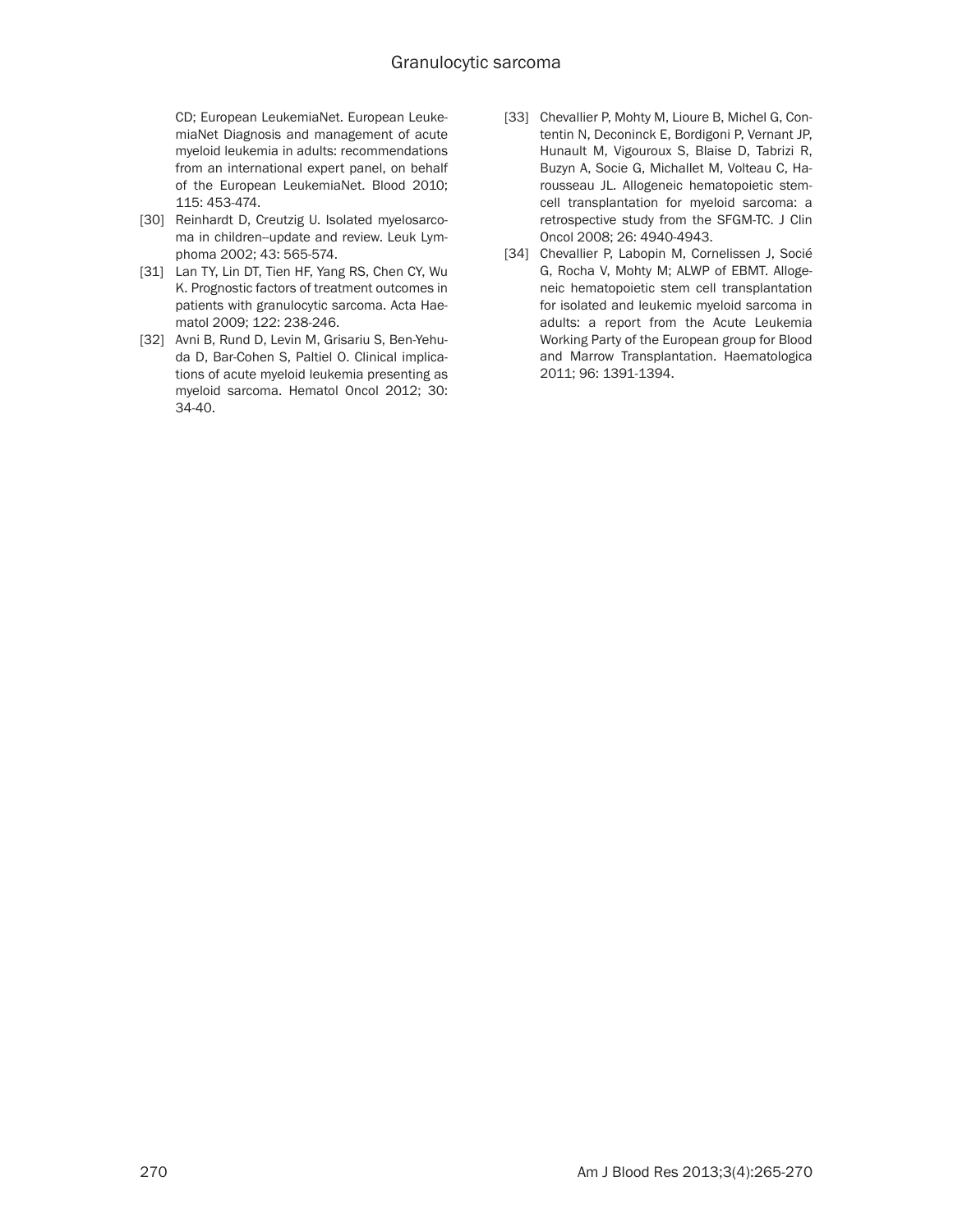CD; European LeukemiaNet. European LeukemiaNet Diagnosis and management of acute myeloid leukemia in adults: recommendations from an international expert panel, on behalf of the European LeukemiaNet. Blood 2010; 115: 453-474.

[30] Reinhardt D, Creutzig U. Isolated myelosarcoma in children--update and review. Leuk Lymphoma 2002; 43: 565-574.

[31] Lan TY, Lin DT, Tien HF, Yang RS, Chen CY, Wu K. Prognostic factors of treatment outcomes in patients with granulocytic sarcoma. Acta Haematol 2009; 122: 238-246.

[32] Avni B, Rund D, Levin M, Grisariu S, Ben-Yehuda D, Bar-Cohen S, Paltiel O. Clinical implications of acute myeloid leukemia presenting as myeloid sarcoma. Hematol Oncol 2012; 30: 34-40.

[33] Chevallier P, Mohty M, Lioure B, Michel G, Contentin N, Deconinck E, Bordigoni P, Vernant JP, Hunault M, Vigouroux S, Blaise D, Tabrizi R, Buzyn A, Socie G, Michallet M, Volteau C, Harousseau JL. Allogeneic hematopoietic stem-cell transplantation for myeloid sarcoma: a retrospective study from the SFGM-TC. J Clin Oncol 2008; 26: 4940-4943.

[34] Chevallier P, Labopin M, Cornelissen J, Socié G, Rocha V, Mohty M; ALWP of EBMT. Allogeneic hematopoietic stem cell transplantation for isolated and leukemic myeloid sarcoma in adults: a report from the Acute Leukemia Working Party of the European group for Blood and Marrow Transplantation. Haematologica 2011; 96: 1391-1394.